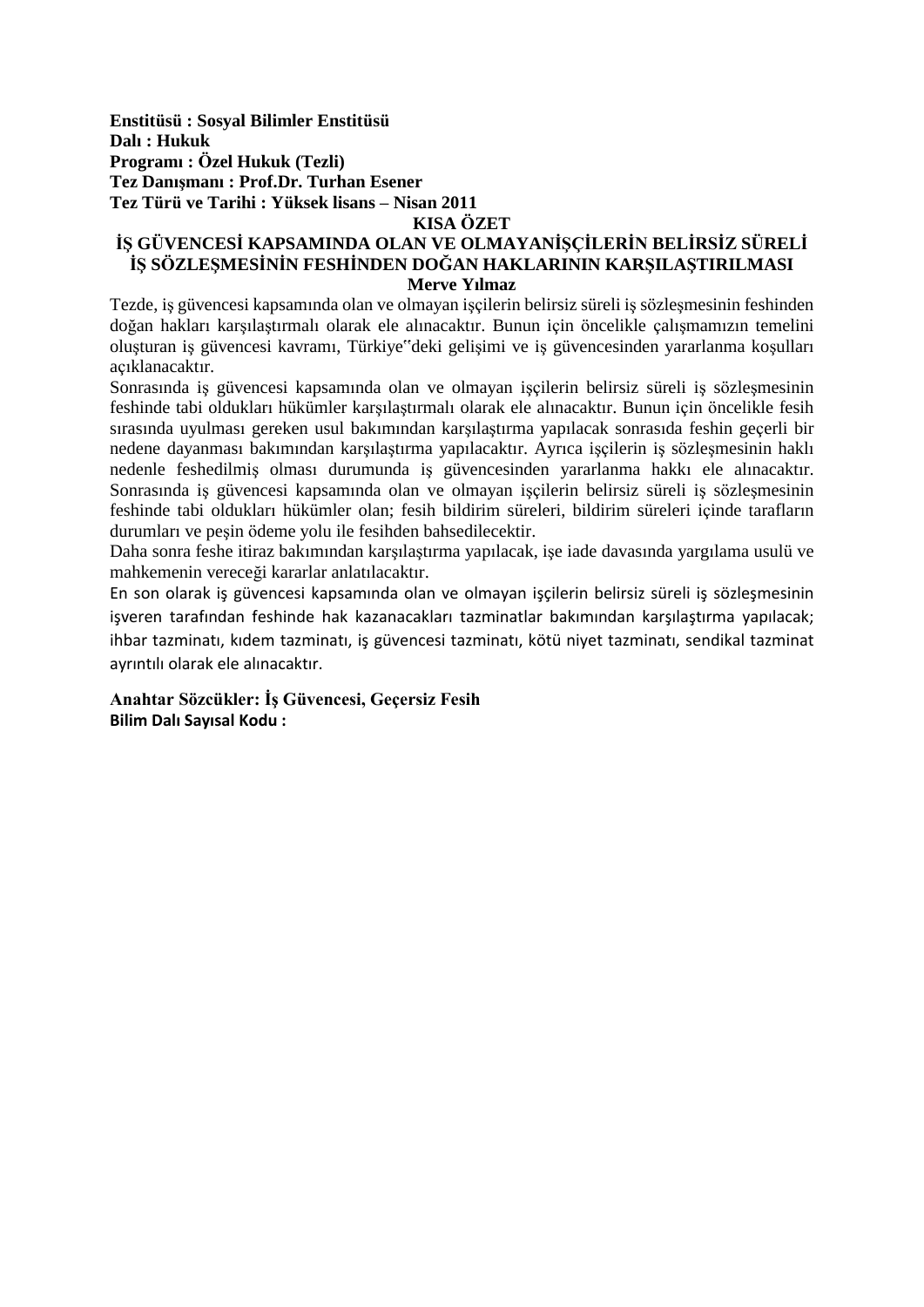**Enstitüsü : Sosyal Bilimler Enstitüsü**
**Dalı : Hukuk**
**Programı : Özel Hukuk (Tezli)**
**Tez Danışmanı : Prof.Dr. Turhan Esener**
**Tez Türü ve Tarihi : Yüksek lisans – Nisan 2011**

# KISA ÖZET

## İŞ GÜVENCESİ KAPSAMINDA OLAN VE OLMAYANİŞÇİLERİN BELİRSİZ SÜRELİ İŞ SÖZLEŞMESİNİN FESHİNDEN DOĞAN HAKLARININ KARŞILAŞTIRILMASI

**Merve Yılmaz**

Tezde, iş güvencesi kapsamında olan ve olmayan işçilerin belirsiz süreli iş sözleşmesinin feshinden doğan hakları karşılaştırmalı olarak ele alınacaktır. Bunun için öncelikle çalışmamızın temelini oluşturan iş güvencesi kavramı, Türkiye‟deki gelişimi ve iş güvencesinden yararlanma koşulları açıklanacaktır.

Sonrasında iş güvencesi kapsamında olan ve olmayan işçilerin belirsiz süreli iş sözleşmesinin feshinde tabi oldukları hükümler karşılaştırmalı olarak ele alınacaktır. Bunun için öncelikle fesih sırasında uyulması gereken usul bakımından karşılaştırma yapılacak sonrasıda feshin geçerli bir nedene dayanması bakımından karşılaştırma yapılacaktır. Ayrıca işçilerin iş sözleşmesinin haklı nedenle feshedilmiş olması durumunda iş güvencesinden yararlanma hakkı ele alınacaktır. Sonrasında iş güvencesi kapsamında olan ve olmayan işçilerin belirsiz süreli iş sözleşmesinin feshinde tabi oldukları hükümler olan; fesih bildirim süreleri, bildirim süreleri içinde tarafların durumları ve peşin ödeme yolu ile fesihden bahsedilecektir.

Daha sonra feshe itiraz bakımından karşılaştırma yapılacak, işe iade davasında yargılama usulü ve mahkemenin vereceği kararlar anlatılacaktır.

En son olarak iş güvencesi kapsamında olan ve olmayan işçilerin belirsiz süreli iş sözleşmesinin işveren tarafından feshinde hak kazanacakları tazminatlar bakımından karşılaştırma yapılacak; ihbar tazminatı, kıdem tazminatı, iş güvencesi tazminatı, kötü niyet tazminatı, sendikal tazminat ayrıntılı olarak ele alınacaktır.

**Anahtar Sözcükler: İş Güvencesi, Geçersiz Fesih**
**Bilim Dalı Sayısal Kodu :**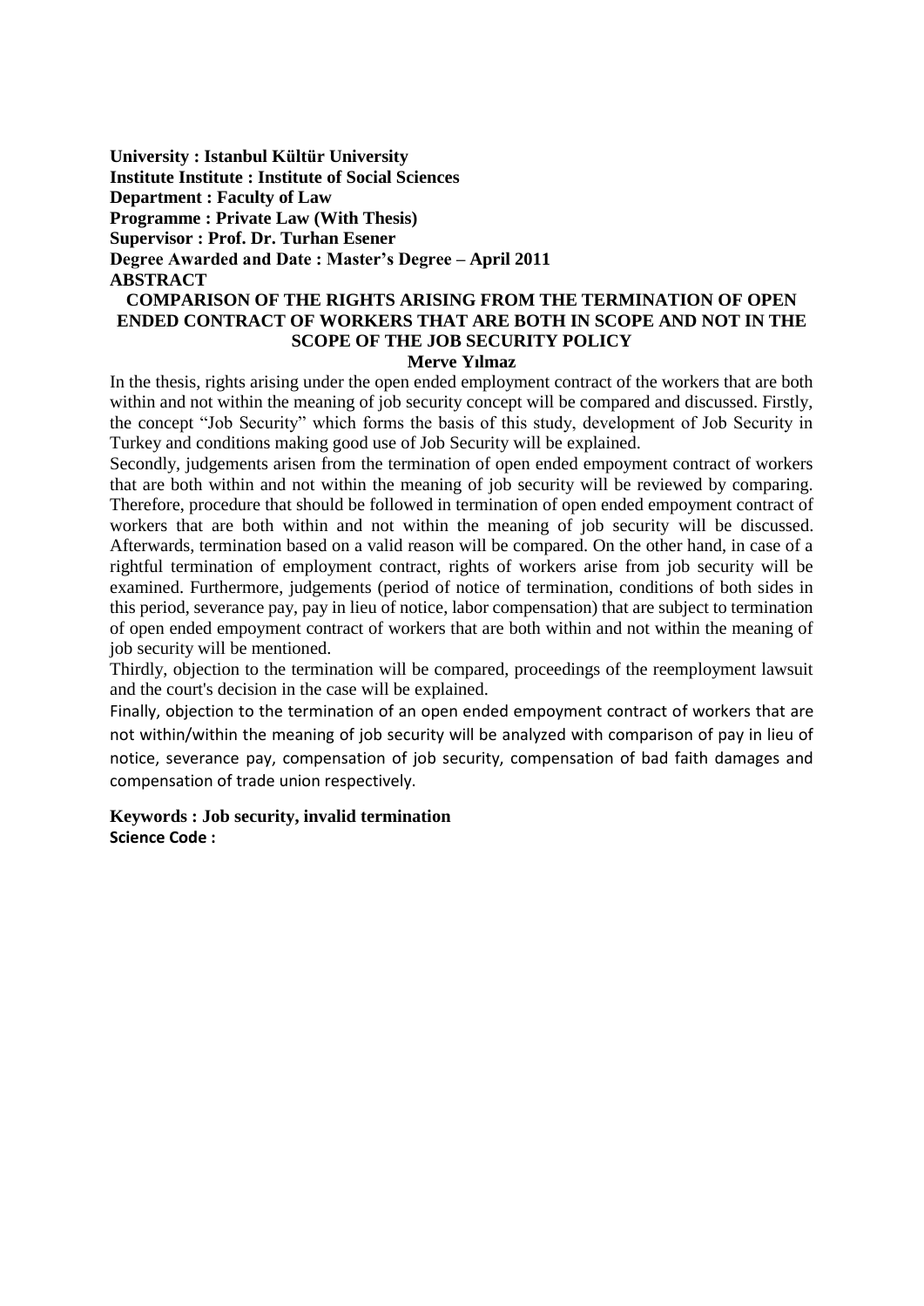**University : Istanbul Kültür University**
**Institute Institute : Institute of Social Sciences**
**Department : Faculty of Law**
**Programme : Private Law (With Thesis)**
**Supervisor : Prof. Dr. Turhan Esener**
**Degree Awarded and Date : Master's Degree – April 2011**

**ABSTRACT**

**COMPARISON OF THE RIGHTS ARISING FROM THE TERMINATION OF OPEN ENDED CONTRACT OF WORKERS THAT ARE BOTH IN SCOPE AND NOT IN THE SCOPE OF THE JOB SECURITY POLICY**

**Merve Yılmaz**

In the thesis, rights arising under the open ended employment contract of the workers that are both within and not within the meaning of job security concept will be compared and discussed. Firstly, the concept "Job Security" which forms the basis of this study, development of Job Security in Turkey and conditions making good use of Job Security will be explained.

Secondly, judgements arisen from the termination of open ended empoyment contract of workers that are both within and not within the meaning of job security will be reviewed by comparing. Therefore, procedure that should be followed in termination of open ended empoyment contract of workers that are both within and not within the meaning of job security will be discussed. Afterwards, termination based on a valid reason will be compared. On the other hand, in case of a rightful termination of employment contract, rights of workers arise from job security will be examined. Furthermore, judgements (period of notice of termination, conditions of both sides in this period, severance pay, pay in lieu of notice, labor compensation) that are subject to termination of open ended empoyment contract of workers that are both within and not within the meaning of job security will be mentioned.

Thirdly, objection to the termination will be compared, proceedings of the reemployment lawsuit and the court's decision in the case will be explained.

Finally, objection to the termination of an open ended empoyment contract of workers that are not within/within the meaning of job security will be analyzed with comparison of pay in lieu of notice, severance pay, compensation of job security, compensation of bad faith damages and compensation of trade union respectively.

**Keywords : Job security, invalid termination**
**Science Code :**